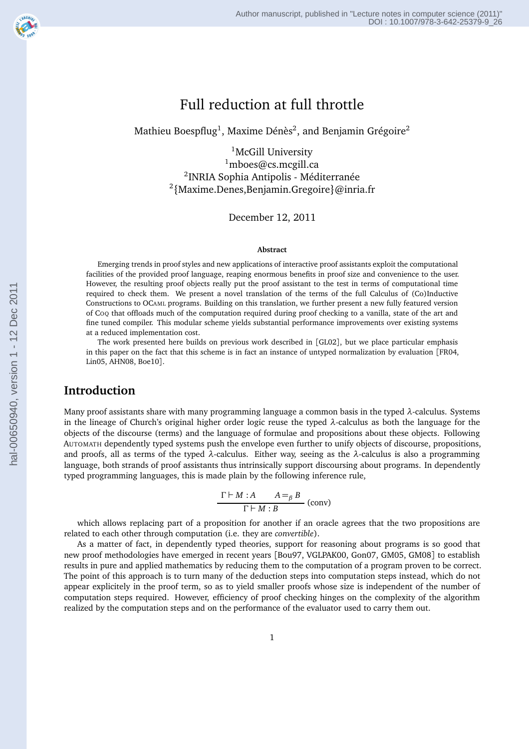# Full reduction at full throttle

Mathieu Boespflug[1], Maxime Dénès[2], and Benjamin Grégoire[2]

[1]McGill University
[1]mboes@cs.mcgill.ca
[2]INRIA Sophia Antipolis - Méditerranée
[2]{Maxime.Denes,Benjamin.Gregoire}@inria.fr

December 12, 2011

**Abstract**

Emerging trends in proof styles and new applications of interactive proof assistants exploit the computational facilities of the provided proof language, reaping enormous benefits in proof size and convenience to the user. However, the resulting proof objects really put the proof assistant to the test in terms of computational time required to check them. We present a novel translation of the terms of the full Calculus of (Co)Inductive Constructions to OCaml programs. Building on this translation, we further present a new fully featured version of Coq that offloads much of the computation required during proof checking to a vanilla, state of the art and fine tuned compiler. This modular scheme yields substantial performance improvements over existing systems at a reduced implementation cost.

The work presented here builds on previous work described in [GL02], but we place particular emphasis in this paper on the fact that this scheme is in fact an instance of untyped normalization by evaluation [FR04, Lin05, AHN08, Boe10].

## Introduction

Many proof assistants share with many programming language a common basis in the typed $\lambda$-calculus. Systems in the lineage of Church's original higher order logic reuse the typed $\lambda$-calculus as both the language for the objects of the discourse (terms) and the language of formulae and propositions about these objects. Following Automath dependently typed systems push the envelope even further to unify objects of discourse, propositions, and proofs, all as terms of the typed $\lambda$-calculus. Either way, seeing as the $\lambda$-calculus is also a programming language, both strands of proof assistants thus intrinsically support discoursing about programs. In dependently typed programming languages, this is made plain by the following inference rule,

$$\frac{\Gamma \vdash M : A \qquad A =_\beta B}{\Gamma \vdash M : B} \text{ (conv)}$$

which allows replacing part of a proposition for another if an oracle agrees that the two propositions are related to each other through computation (i.e. they are *convertible*).

As a matter of fact, in dependently typed theories, support for reasoning about programs is so good that new proof methodologies have emerged in recent years [Bou97, VGLPAK00, Gon07, GM05, GM08] to establish results in pure and applied mathematics by reducing them to the computation of a program proven to be correct. The point of this approach is to turn many of the deduction steps into computation steps instead, which do not appear explicitely in the proof term, so as to yield smaller proofs whose size is independent of the number of computation steps required. However, efficiency of proof checking hinges on the complexity of the algorithm realized by the computation steps and on the performance of the evaluator used to carry them out.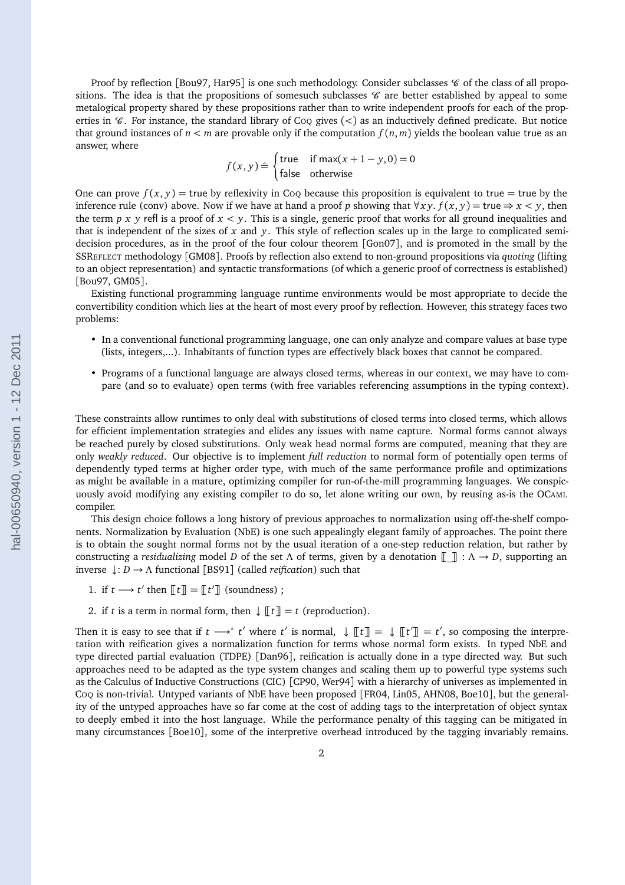Proof by reflection [Bou97, Har95] is one such methodology. Consider subclasses $\mathscr{C}$ of the class of all propositions. The idea is that the propositions of somesuch subclasses $\mathscr{C}$ are better established by appeal to some metalogical property shared by these propositions rather than to write independent proofs for each of the properties in $\mathscr{C}$. For instance, the standard library of Coq gives $(<)$ as an inductively defined predicate. But notice that ground instances of $n < m$ are provable only if the computation $f(n, m)$ yields the boolean value true as an answer, where

$$f(x, y) \mathrel{\hat{=}} \begin{cases} \mathsf{true} & \text{if } \max(x + 1 - y, 0) = 0 \\ \mathsf{false} & \text{otherwise} \end{cases}$$

One can prove $f(x, y) = \mathsf{true}$ by reflexivity in Coq because this proposition is equivalent to $\mathsf{true} = \mathsf{true}$ by the inference rule (conv) above. Now if we have at hand a proof $p$ showing that $\forall x\, y.\ f(x, y) = \mathsf{true} \Rightarrow x < y$, then the term $p\ x\ y\ \mathsf{refl}$ is a proof of $x < y$. This is a single, generic proof that works for all ground inequalities and that is independent of the sizes of $x$ and $y$. This style of reflection scales up in the large to complicated semi-decision procedures, as in the proof of the four colour theorem [Gon07], and is promoted in the small by the SSReflect methodology [GM08]. Proofs by reflection also extend to non-ground propositions via *quoting* (lifting to an object representation) and syntactic transformations (of which a generic proof of correctness is established) [Bou97, GM05].

Existing functional programming language runtime environments would be most appropriate to decide the convertibility condition which lies at the heart of most every proof by reflection. However, this strategy faces two problems:

- In a conventional functional programming language, one can only analyze and compare values at base type (lists, integers,...). Inhabitants of function types are effectively black boxes that cannot be compared.
- Programs of a functional language are always closed terms, whereas in our context, we may have to compare (and so to evaluate) open terms (with free variables referencing assumptions in the typing context).

These constraints allow runtimes to only deal with substitutions of closed terms into closed terms, which allows for efficient implementation strategies and elides any issues with name capture. Normal forms cannot always be reached purely by closed substitutions. Only weak head normal forms are computed, meaning that they are only *weakly reduced*. Our objective is to implement *full reduction* to normal form of potentially open terms of dependently typed terms at higher order type, with much of the same performance profile and optimizations as might be available in a mature, optimizing compiler for run-of-the-mill programming languages. We conspicuously avoid modifying any existing compiler to do so, let alone writing our own, by reusing as-is the OCaml compiler.

This design choice follows a long history of previous approaches to normalization using off-the-shelf components. Normalization by Evaluation (NbE) is one such appealingly elegant family of approaches. The point there is to obtain the sought normal forms not by the usual iteration of a one-step reduction relation, but rather by constructing a *residualizing* model $D$ of the set $\Lambda$ of terms, given by a denotation $[\![\_]\!] : \Lambda \to D$, supporting an inverse $\downarrow : D \to \Lambda$ functional [BS91] (called *reification*) such that

1. if $t \longrightarrow t'$ then $[\![t]\!] = [\![t']\!]$ (soundness) ;
2. if $t$ is a term in normal form, then $\downarrow [\![t]\!] = t$ (reproduction).

Then it is easy to see that if $t \longrightarrow^* t'$ where $t'$ is normal, $\downarrow [\![t]\!] = \downarrow [\![t']\!] = t'$, so composing the interpretation with reification gives a normalization function for terms whose normal form exists. In typed NbE and type directed partial evaluation (TDPE) [Dan96], reification is actually done in a type directed way. But such approaches need to be adapted as the type system changes and scaling them up to powerful type systems such as the Calculus of Inductive Constructions (CIC) [CP90, Wer94] with a hierarchy of universes as implemented in Coq is non-trivial. Untyped variants of NbE have been proposed [FR04, Lin05, AHN08, Boe10], but the generality of the untyped approaches have so far come at the cost of adding tags to the interpretation of object syntax to deeply embed it into the host language. While the performance penalty of this tagging can be mitigated in many circumstances [Boe10], some of the interpretive overhead introduced by the tagging invariably remains.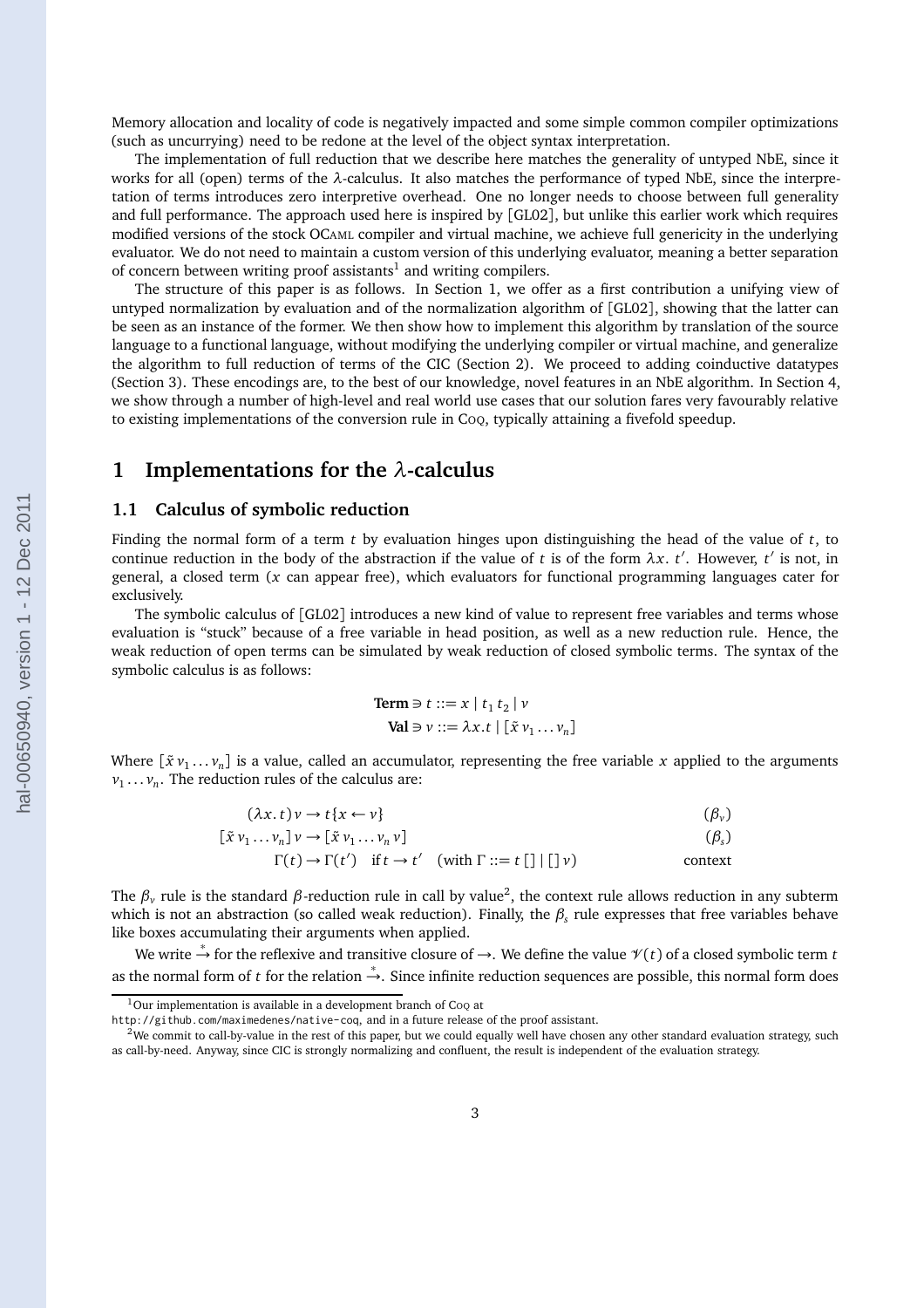Memory allocation and locality of code is negatively impacted and some simple common compiler optimizations (such as uncurrying) need to be redone at the level of the object syntax interpretation.

The implementation of full reduction that we describe here matches the generality of untyped NbE, since it works for all (open) terms of the $\lambda$-calculus. It also matches the performance of typed NbE, since the interpretation of terms introduces zero interpretive overhead. One no longer needs to choose between full generality and full performance. The approach used here is inspired by [GL02], but unlike this earlier work which requires modified versions of the stock OCAML compiler and virtual machine, we achieve full genericity in the underlying evaluator. We do not need to maintain a custom version of this underlying evaluator, meaning a better separation of concern between writing proof assistants[1] and writing compilers.

The structure of this paper is as follows. In Section 1, we offer as a first contribution a unifying view of untyped normalization by evaluation and of the normalization algorithm of [GL02], showing that the latter can be seen as an instance of the former. We then show how to implement this algorithm by translation of the source language to a functional language, without modifying the underlying compiler or virtual machine, and generalize the algorithm to full reduction of terms of the CIC (Section 2). We proceed to adding coinductive datatypes (Section 3). These encodings are, to the best of our knowledge, novel features in an NbE algorithm. In Section 4, we show through a number of high-level and real world use cases that our solution fares very favourably relative to existing implementations of the conversion rule in COQ, typically attaining a fivefold speedup.

# 1 Implementations for the $\lambda$-calculus

## 1.1 Calculus of symbolic reduction

Finding the normal form of a term $t$ by evaluation hinges upon distinguishing the head of the value of $t$, to continue reduction in the body of the abstraction if the value of $t$ is of the form $\lambda x.\ t'$. However, $t'$ is not, in general, a closed term ($x$ can appear free), which evaluators for functional programming languages cater for exclusively.

The symbolic calculus of [GL02] introduces a new kind of value to represent free variables and terms whose evaluation is "stuck" because of a free variable in head position, as well as a new reduction rule. Hence, the weak reduction of open terms can be simulated by weak reduction of closed symbolic terms. The syntax of the symbolic calculus is as follows:

$$\begin{aligned}
\textbf{Term} \ni t &::= x \mid t_1\, t_2 \mid v \\
\textbf{Val} \ni v &::= \lambda x.t \mid [\tilde{x}\, v_1 \ldots v_n]
\end{aligned}$$

Where $[\tilde{x}\, v_1 \ldots v_n]$ is a value, called an accumulator, representing the free variable $x$ applied to the arguments $v_1 \ldots v_n$. The reduction rules of the calculus are:

$$\begin{aligned}
(\lambda x.\, t)\, v &\to t\{x \leftarrow v\} && (\beta_v) \\
[\tilde{x}\, v_1 \ldots v_n]\, v &\to [\tilde{x}\, v_1 \ldots v_n\, v] && (\beta_s) \\
\Gamma(t) &\to \Gamma(t') \quad \text{if } t \to t' \quad (\text{with } \Gamma ::= t\,[\,] \mid [\,]\, v) && \text{context}
\end{aligned}$$

The $\beta_v$ rule is the standard $\beta$-reduction rule in call by value[2], the context rule allows reduction in any subterm which is not an abstraction (so called weak reduction). Finally, the $\beta_s$ rule expresses that free variables behave like boxes accumulating their arguments when applied.

We write $\xrightarrow{*}$ for the reflexive and transitive closure of $\to$. We define the value $\mathcal{V}(t)$ of a closed symbolic term $t$ as the normal form of $t$ for the relation $\xrightarrow{*}$. Since infinite reduction sequences are possible, this normal form does

[1] Our implementation is available in a development branch of COQ at http://github.com/maximedenes/native-coq, and in a future release of the proof assistant.

[2] We commit to call-by-value in the rest of this paper, but we could equally well have chosen any other standard evaluation strategy, such as call-by-need. Anyway, since CIC is strongly normalizing and confluent, the result is independent of the evaluation strategy.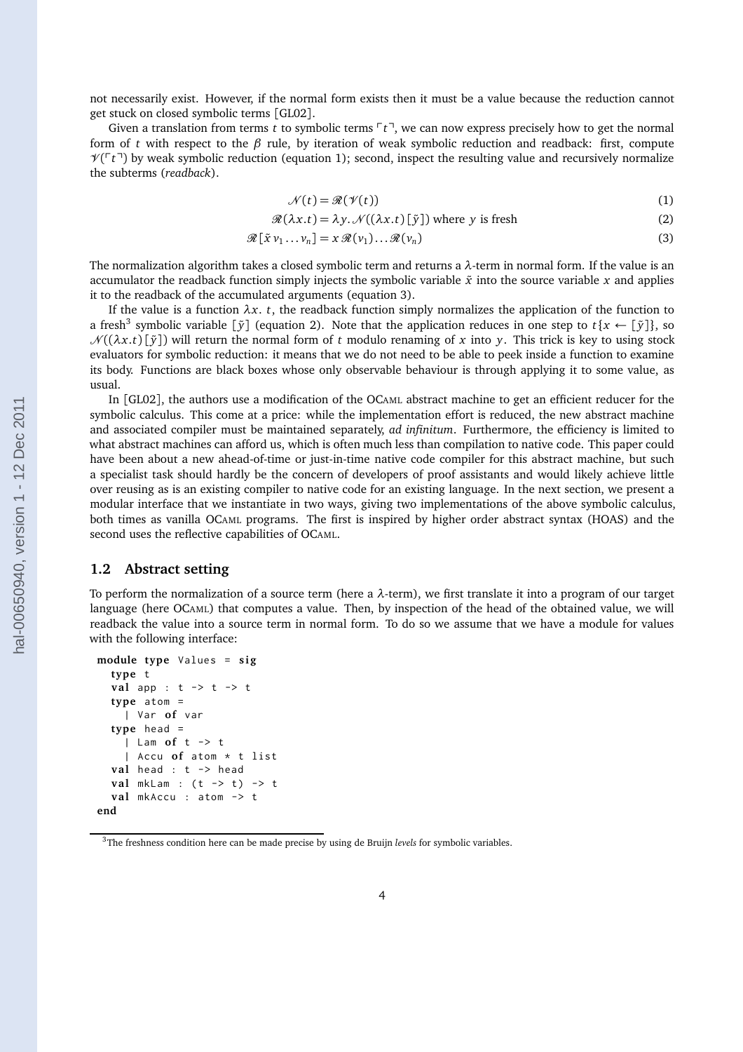not necessarily exist. However, if the normal form exists then it must be a value because the reduction cannot get stuck on closed symbolic terms [GL02].

Given a translation from terms $t$ to symbolic terms $\ulcorner t \urcorner$, we can now express precisely how to get the normal form of $t$ with respect to the $\beta$ rule, by iteration of weak symbolic reduction and readback: first, compute $\mathscr{V}(\ulcorner t \urcorner)$ by weak symbolic reduction (equation 1); second, inspect the resulting value and recursively normalize the subterms (*readback*).

$$\mathscr{N}(t) = \mathscr{R}(\mathscr{V}(t)) \tag{1}$$

$$\mathscr{R}(\lambda x.t) = \lambda y.\mathscr{N}((\lambda x.t)\,[\tilde{y}]) \text{ where } y \text{ is fresh} \tag{2}$$

$$\mathscr{R}\,[\tilde{x}\,v_1 \dots v_n] = x\,\mathscr{R}(v_1) \dots \mathscr{R}(v_n) \tag{3}$$

The normalization algorithm takes a closed symbolic term and returns a $\lambda$-term in normal form. If the value is an accumulator the readback function simply injects the symbolic variable $\tilde{x}$ into the source variable $x$ and applies it to the readback of the accumulated arguments (equation 3).

If the value is a function $\lambda x.\ t$, the readback function simply normalizes the application of the function to a fresh[3] symbolic variable $[\tilde{y}]$ (equation 2). Note that the application reduces in one step to $t\{x \leftarrow [\tilde{y}]\}$, so $\mathscr{N}((\lambda x.t)[\tilde{y}])$ will return the normal form of $t$ modulo renaming of $x$ into $y$. This trick is key to using stock evaluators for symbolic reduction: it means that we do not need to be able to peek inside a function to examine its body. Functions are black boxes whose only observable behaviour is through applying it to some value, as usual.

In [GL02], the authors use a modification of the OCaml abstract machine to get an efficient reducer for the symbolic calculus. This come at a price: while the implementation effort is reduced, the new abstract machine and associated compiler must be maintained separately, *ad infinitum*. Furthermore, the efficiency is limited to what abstract machines can afford us, which is often much less than compilation to native code. This paper could have been about a new ahead-of-time or just-in-time native code compiler for this abstract machine, but such a specialist task should hardly be the concern of developers of proof assistants and would likely achieve little over reusing as is an existing compiler to native code for an existing language. In the next section, we present a modular interface that we instantiate in two ways, giving two implementations of the above symbolic calculus, both times as vanilla OCaml programs. The first is inspired by higher order abstract syntax (HOAS) and the second uses the reflective capabilities of OCaml.

## 1.2 Abstract setting

To perform the normalization of a source term (here a $\lambda$-term), we first translate it into a program of our target language (here OCaml) that computes a value. Then, by inspection of the head of the obtained value, we will readback the value into a source term in normal form. To do so we assume that we have a module for values with the following interface:

```
module type Values = sig
  type t
  val app : t -> t -> t
  type atom =
    | Var of var
  type head =
    | Lam of t -> t
    | Accu of atom * t list
  val head : t -> head
  val mkLam : (t -> t) -> t
  val mkAccu : atom -> t
end
```

[3] The freshness condition here can be made precise by using de Bruijn *levels* for symbolic variables.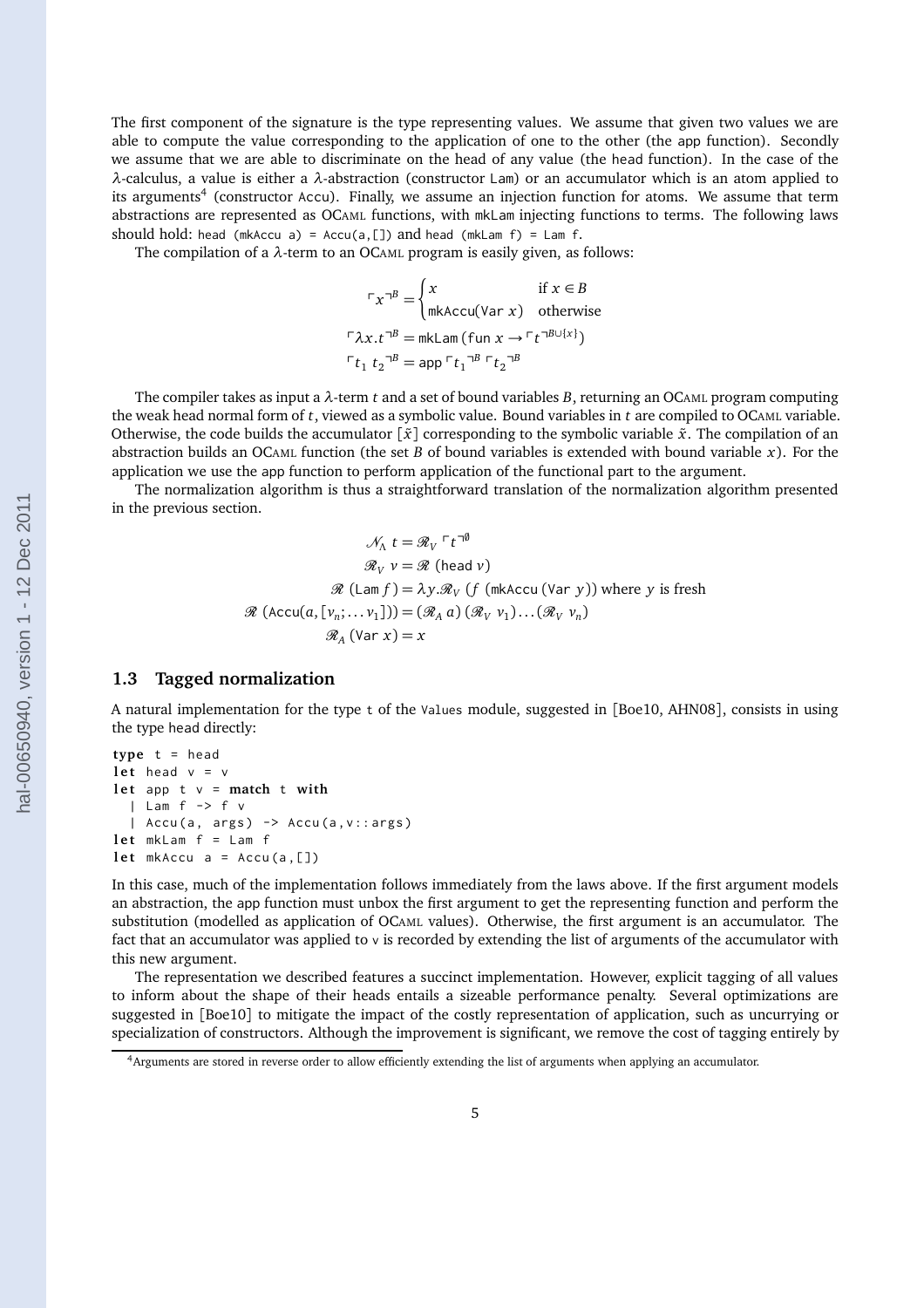The first component of the signature is the type representing values. We assume that given two values we are able to compute the value corresponding to the application of one to the other (the `app` function). Secondly we assume that we are able to discriminate on the head of any value (the `head` function). In the case of the $\lambda$-calculus, a value is either a $\lambda$-abstraction (constructor `Lam`) or an accumulator which is an atom applied to its arguments[4] (constructor `Accu`). Finally, we assume an injection function for atoms. We assume that term abstractions are represented as OCaml functions, with `mkLam` injecting functions to terms. The following laws should hold: `head (mkAccu a) = Accu(a,[])` and `head (mkLam f) = Lam f`.

The compilation of a $\lambda$-term to an OCaml program is easily given, as follows:

$$\ulcorner x \urcorner^B = \begin{cases} x & \text{if } x \in B \\ \mathsf{mkAccu}(\mathsf{Var}\ x) & \text{otherwise} \end{cases}$$

$$\ulcorner \lambda x.t \urcorner^B = \mathsf{mkLam}\,(\mathsf{fun}\ x \rightarrow \ulcorner t \urcorner^{B \cup \{x\}})$$

$$\ulcorner t_1\ t_2 \urcorner^B = \mathsf{app}\ \ulcorner t_1 \urcorner^B\ \ulcorner t_2 \urcorner^B$$

The compiler takes as input a $\lambda$-term $t$ and a set of bound variables $B$, returning an OCaml program computing the weak head normal form of $t$, viewed as a symbolic value. Bound variables in $t$ are compiled to OCaml variable. Otherwise, the code builds the accumulator $[\tilde{x}]$ corresponding to the symbolic variable $\tilde{x}$. The compilation of an abstraction builds an OCaml function (the set $B$ of bound variables is extended with bound variable $x$). For the application we use the `app` function to perform application of the functional part to the argument.

The normalization algorithm is thus a straightforward translation of the normalization algorithm presented in the previous section.

$$\mathcal{N}_\Lambda\ t = \mathcal{R}_V\ \ulcorner t \urcorner^\emptyset$$

$$\mathcal{R}_V\ v = \mathcal{R}\ (\mathsf{head}\ v)$$

$$\mathcal{R}\ (\mathsf{Lam}\ f) = \lambda y.\mathcal{R}_V\ (f\ (\mathsf{mkAccu}\ (\mathsf{Var}\ y)) \text{ where } y \text{ is fresh}$$

$$\mathcal{R}\ (\mathsf{Accu}(a, [v_n; \ldots v_1])) = (\mathcal{R}_A\ a)\ (\mathcal{R}_V\ v_1) \ldots (\mathcal{R}_V\ v_n)$$

$$\mathcal{R}_A\ (\mathsf{Var}\ x) = x$$

### 1.3 Tagged normalization

A natural implementation for the type `t` of the `Values` module, suggested in [Boe10, AHN08], consists in using the type `head` directly:

```
type t = head
let head v = v
let app t v = match t with
  | Lam f -> f v
  | Accu(a, args) -> Accu(a,v::args)
let mkLam f = Lam f
let mkAccu a = Accu(a,[])
```

In this case, much of the implementation follows immediately from the laws above. If the first argument models an abstraction, the `app` function must unbox the first argument to get the representing function and perform the substitution (modelled as application of OCaml values). Otherwise, the first argument is an accumulator. The fact that an accumulator was applied to `v` is recorded by extending the list of arguments of the accumulator with this new argument.

The representation we described features a succinct implementation. However, explicit tagging of all values to inform about the shape of their heads entails a sizeable performance penalty. Several optimizations are suggested in [Boe10] to mitigate the impact of the costly representation of application, such as uncurrying or specialization of constructors. Although the improvement is significant, we remove the cost of tagging entirely by

[4] Arguments are stored in reverse order to allow efficiently extending the list of arguments when applying an accumulator.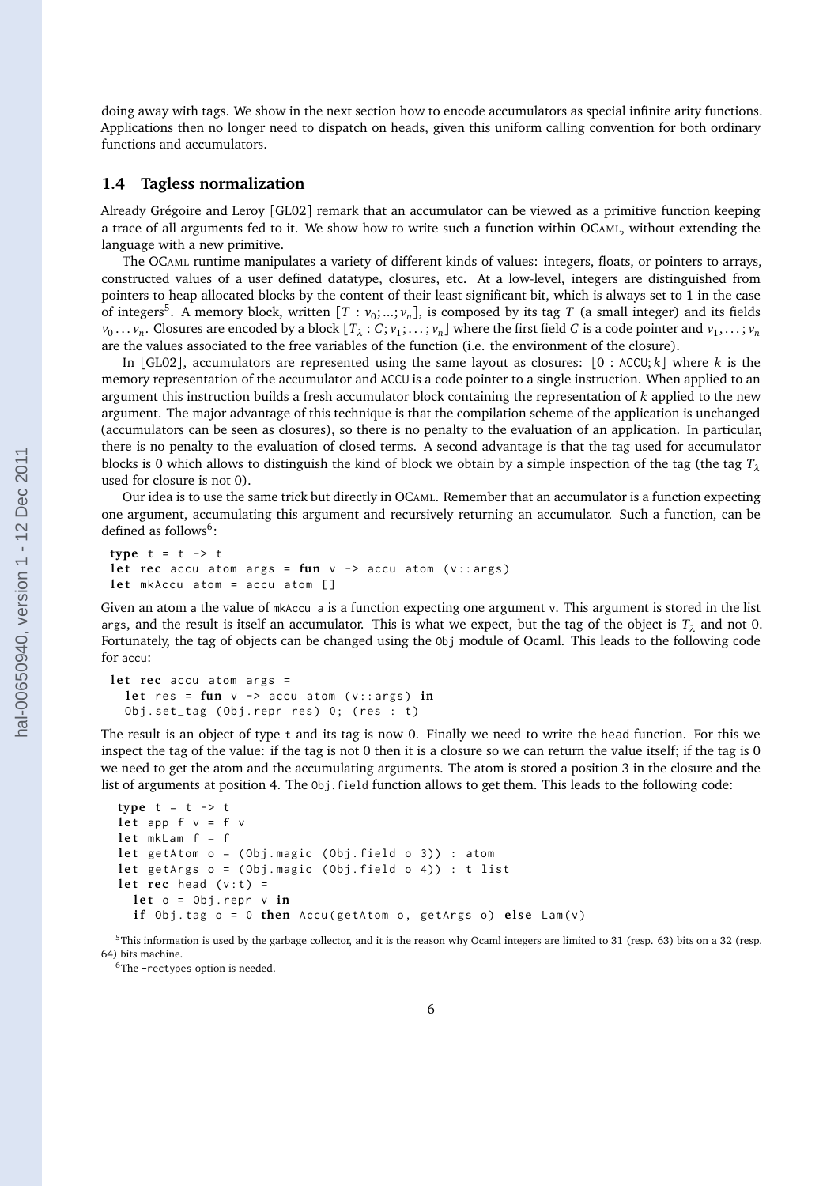doing away with tags. We show in the next section how to encode accumulators as special infinite arity functions. Applications then no longer need to dispatch on heads, given this uniform calling convention for both ordinary functions and accumulators.

### 1.4 Tagless normalization

Already Grégoire and Leroy [GL02] remark that an accumulator can be viewed as a primitive function keeping a trace of all arguments fed to it. We show how to write such a function within OCaml, without extending the language with a new primitive.

The OCaml runtime manipulates a variety of different kinds of values: integers, floats, or pointers to arrays, constructed values of a user defined datatype, closures, etc. At a low-level, integers are distinguished from pointers to heap allocated blocks by the content of their least significant bit, which is always set to 1 in the case of integers[5]. A memory block, written $[T : v_0; ...; v_n]$, is composed by its tag $T$ (a small integer) and its fields $v_0 \dots v_n$. Closures are encoded by a block $[T_\lambda : C; v_1; \dots ; v_n]$ where the first field $C$ is a code pointer and $v_1, \dots ; v_n$ are the values associated to the free variables of the function (i.e. the environment of the closure).

In [GL02], accumulators are represented using the same layout as closures: $[0 : \texttt{ACCU}; k]$ where $k$ is the memory representation of the accumulator and ACCU is a code pointer to a single instruction. When applied to an argument this instruction builds a fresh accumulator block containing the representation of $k$ applied to the new argument. The major advantage of this technique is that the compilation scheme of the application is unchanged (accumulators can be seen as closures), so there is no penalty to the evaluation of an application. In particular, there is no penalty to the evaluation of closed terms. A second advantage is that the tag used for accumulator blocks is 0 which allows to distinguish the kind of block we obtain by a simple inspection of the tag (the tag $T_\lambda$ used for closure is not 0).

Our idea is to use the same trick but directly in OCaml. Remember that an accumulator is a function expecting one argument, accumulating this argument and recursively returning an accumulator. Such a function, can be defined as follows[6]:

```
type t = t -> t
let rec accu atom args = fun v -> accu atom (v::args)
let mkAccu atom = accu atom []
```

Given an atom a the value of mkAccu a is a function expecting one argument v. This argument is stored in the list args, and the result is itself an accumulator. This is what we expect, but the tag of the object is $T_\lambda$ and not 0. Fortunately, the tag of objects can be changed using the Obj module of Ocaml. This leads to the following code for accu:

```
let rec accu atom args =
  let res = fun v -> accu atom (v::args) in
  Obj.set_tag (Obj.repr res) 0; (res : t)
```

The result is an object of type t and its tag is now 0. Finally we need to write the head function. For this we inspect the tag of the value: if the tag is not 0 then it is a closure so we can return the value itself; if the tag is 0 we need to get the atom and the accumulating arguments. The atom is stored a position 3 in the closure and the list of arguments at position 4. The Obj.field function allows to get them. This leads to the following code:

```
type t = t -> t
let app f v = f v
let mkLam f = f
let getAtom o = (Obj.magic (Obj.field o 3)) : atom
let getArgs o = (Obj.magic (Obj.field o 4)) : t list
let rec head (v:t) =
  let o = Obj.repr v in
  if Obj.tag o = 0 then Accu(getAtom o, getArgs o) else Lam(v)
```

[5] This information is used by the garbage collector, and it is the reason why Ocaml integers are limited to 31 (resp. 63) bits on a 32 (resp. 64) bits machine.

[6] The -rectypes option is needed.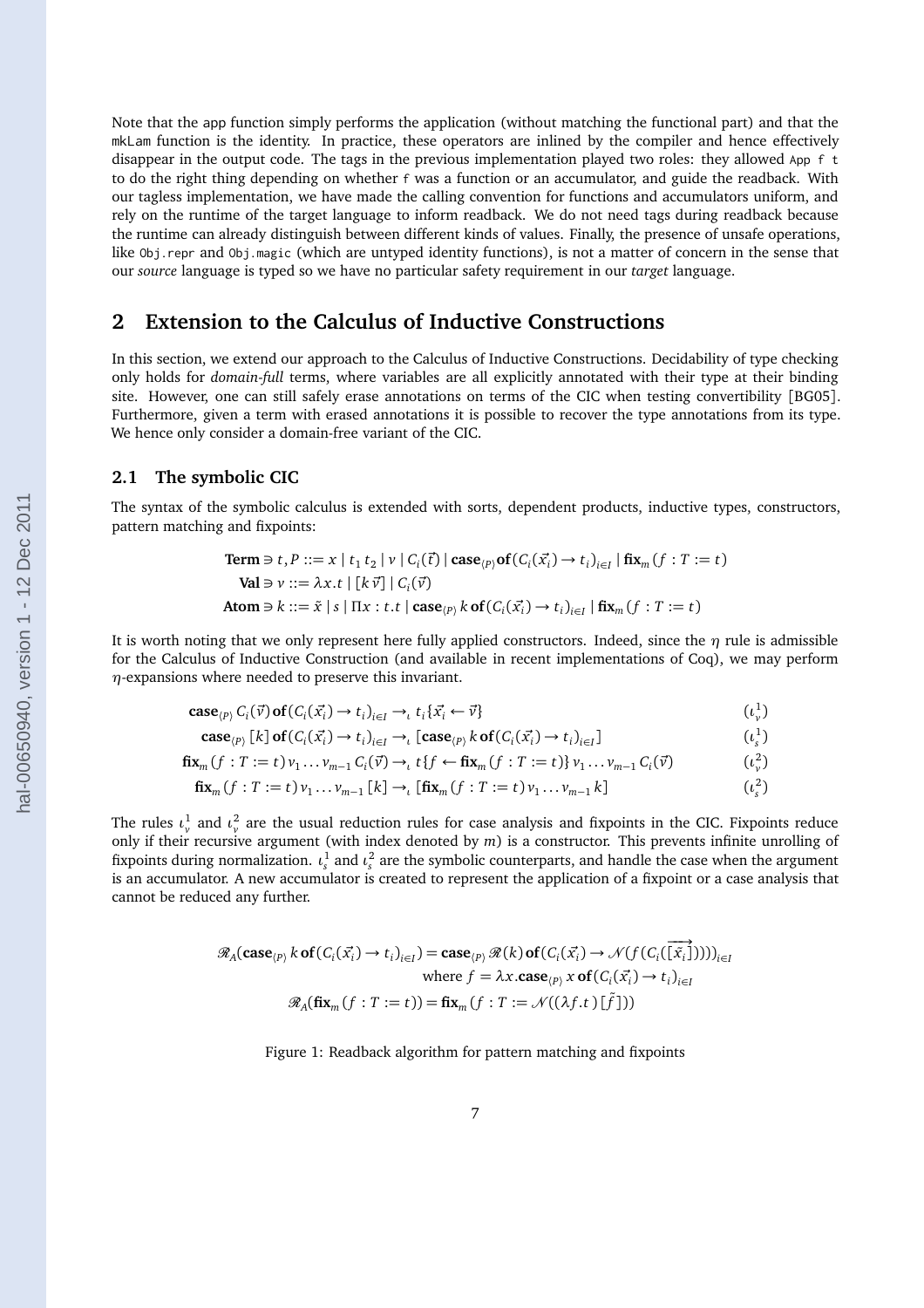Note that the app function simply performs the application (without matching the functional part) and that the mkLam function is the identity. In practice, these operators are inlined by the compiler and hence effectively disappear in the output code. The tags in the previous implementation played two roles: they allowed `App f t` to do the right thing depending on whether `f` was a function or an accumulator, and guide the readback. With our tagless implementation, we have made the calling convention for functions and accumulators uniform, and rely on the runtime of the target language to inform readback. We do not need tags during readback because the runtime can already distinguish between different kinds of values. Finally, the presence of unsafe operations, like `Obj.repr` and `Obj.magic` (which are untyped identity functions), is not a matter of concern in the sense that our *source* language is typed so we have no particular safety requirement in our *target* language.

## 2 Extension to the Calculus of Inductive Constructions

In this section, we extend our approach to the Calculus of Inductive Constructions. Decidability of type checking only holds for *domain-full* terms, where variables are all explicitly annotated with their type at their binding site. However, one can still safely erase annotations on terms of the CIC when testing convertibility [BG05]. Furthermore, given a term with erased annotations it is possible to recover the type annotations from its type. We hence only consider a domain-free variant of the CIC.

### 2.1 The symbolic CIC

The syntax of the symbolic calculus is extended with sorts, dependent products, inductive types, constructors, pattern matching and fixpoints:

$$\begin{aligned}
\textbf{Term} \ni t, P &::= x \mid t_1\, t_2 \mid v \mid C_i(\vec{t}) \mid \textbf{case}_{\langle P \rangle} \textbf{of}(C_i(\vec{x_i}) \to t_i)_{i \in I} \mid \textbf{fix}_m(f : T := t) \\
\textbf{Val} \ni v &::= \lambda x.t \mid [k\, \vec{v}] \mid C_i(\vec{v}) \\
\textbf{Atom} \ni k &::= \tilde{x} \mid s \mid \Pi x : t.t \mid \textbf{case}_{\langle P \rangle}\, k\, \textbf{of}(C_i(\vec{x_i}) \to t_i)_{i \in I} \mid \textbf{fix}_m(f : T := t)
\end{aligned}$$

It is worth noting that we only represent here fully applied constructors. Indeed, since the $\eta$ rule is admissible for the Calculus of Inductive Construction (and available in recent implementations of Coq), we may perform $\eta$-expansions where needed to preserve this invariant.

$$\begin{aligned}
\textbf{case}_{\langle P \rangle}\, C_i(\vec{v})\, \textbf{of}(C_i(\vec{x_i}) \to t_i)_{i \in I} &\to_\iota t_i\{\vec{x_i} \leftarrow \vec{v}\} && (\iota_v^1) \\
\textbf{case}_{\langle P \rangle}\, [k]\, \textbf{of}(C_i(\vec{x_i}) \to t_i)_{i \in I} &\to_\iota [\textbf{case}_{\langle P \rangle}\, k\, \textbf{of}(C_i(\vec{x_i}) \to t_i)_{i \in I}] && (\iota_s^1) \\
\textbf{fix}_m(f : T := t)\, v_1 \ldots v_{m-1}\, C_i(\vec{v}) &\to_\iota t\{f \leftarrow \textbf{fix}_m(f : T := t)\}\, v_1 \ldots v_{m-1}\, C_i(\vec{v}) && (\iota_v^2) \\
\textbf{fix}_m(f : T := t)\, v_1 \ldots v_{m-1}\, [k] &\to_\iota [\textbf{fix}_m(f : T := t)\, v_1 \ldots v_{m-1}\, k] && (\iota_s^2)
\end{aligned}$$

The rules $\iota_v^1$ and $\iota_v^2$ are the usual reduction rules for case analysis and fixpoints in the CIC. Fixpoints reduce only if their recursive argument (with index denoted by $m$) is a constructor. This prevents infinite unrolling of fixpoints during normalization. $\iota_s^1$ and $\iota_s^2$ are the symbolic counterparts, and handle the case when the argument is an accumulator. A new accumulator is created to represent the application of a fixpoint or a case analysis that cannot be reduced any further.

$$\begin{aligned}
\mathscr{R}_A(\textbf{case}_{\langle P \rangle}\, k\, \textbf{of}(C_i(\vec{x_i}) \to t_i)_{i \in I}) &= \textbf{case}_{\langle P \rangle}\, \mathscr{R}(k)\, \textbf{of}(C_i(\vec{x_i}) \to \mathscr{N}(f(C_i(\overrightarrow{[\tilde{x_i}]}))))_{i \in I} \\
&\quad \text{where } f = \lambda x.\textbf{case}_{\langle P \rangle}\, x\, \textbf{of}(C_i(\vec{x_i}) \to t_i)_{i \in I} \\
\mathscr{R}_A(\textbf{fix}_m(f : T := t)) &= \textbf{fix}_m(f : T := \mathscr{N}((\lambda f.t)\, [\tilde{f}]))
\end{aligned}$$

Figure 1: Readback algorithm for pattern matching and fixpoints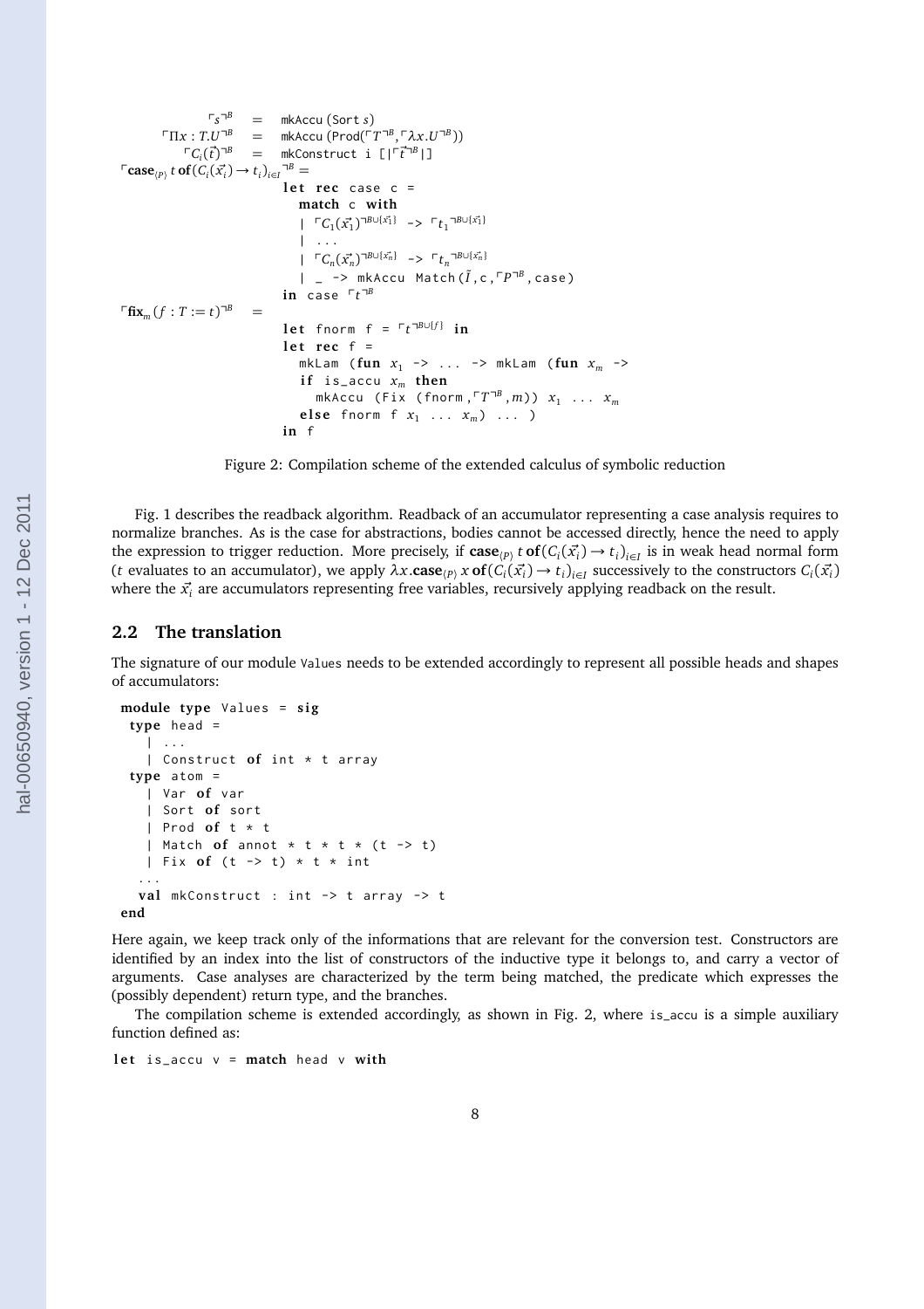```
⌜s⌝^B        =  mkAccu (Sort s)
⌜Πx : T.U⌝^B  =  mkAccu (Prod(⌜T⌝^B, ⌜λx.U⌝^B))
⌜C_i(t⃗)⌝^B    =  mkConstruct i [|⌜t⃗⌝^B|]
⌜case_⟨P⟩ t of (C_i(x⃗_i) → t_i)_{i∈I}⌝^B =
                 let rec case c =
                   match c with
                   | ⌜C_1(x⃗_1)⌝^{B∪{x⃗_1}} -> ⌜t_1⌝^{B∪{x⃗_1}}
                   | ...
                   | ⌜C_n(x⃗_n)⌝^{B∪{x⃗_n}} -> ⌜t_n⌝^{B∪{x⃗_n}}
                   | _ -> mkAccu Match(Ĩ, c, ⌜P⌝^B, case)
                 in case ⌜t⌝^B
⌜fix_m (f : T := t)⌝^B  =
                 let fnorm f = ⌜t⌝^{B∪{f}} in
                 let rec f =
                   mkLam (fun x_1 -> ... -> mkLam (fun x_m ->
                   if is_accu x_m then
                     mkAccu (Fix (fnorm, ⌜T⌝^B, m)) x_1 ... x_m
                   else fnorm f x_1 ... x_m) ... )
                 in f
```

Figure 2: Compilation scheme of the extended calculus of symbolic reduction

Fig. 1 describes the readback algorithm. Readback of an accumulator representing a case analysis requires to normalize branches. As is the case for abstractions, bodies cannot be accessed directly, hence the need to apply the expression to trigger reduction. More precisely, if $\mathbf{case}_{\langle P \rangle}\ t\ \mathbf{of}(C_i(\vec{x_i}) \rightarrow t_i)_{i \in I}$ is in weak head normal form ($t$ evaluates to an accumulator), we apply $\lambda x.\mathbf{case}_{\langle P \rangle}\ x\ \mathbf{of}(C_i(\vec{x_i}) \rightarrow t_i)_{i \in I}$ successively to the constructors $C_i(\vec{x_i})$ where the $\vec{x_i}$ are accumulators representing free variables, recursively applying readback on the result.

## 2.2 The translation

The signature of our module Values needs to be extended accordingly to represent all possible heads and shapes of accumulators:

```
module type Values = sig
  type head =
    | ...
    | Construct of int * t array
  type atom =
    | Var of var
    | Sort of sort
    | Prod of t * t
    | Match of annot * t * t * (t -> t)
    | Fix of (t -> t) * t * int
  ...
  val mkConstruct : int -> t array -> t
end
```

Here again, we keep track only of the informations that are relevant for the conversion test. Constructors are identified by an index into the list of constructors of the inductive type it belongs to, and carry a vector of arguments. Case analyses are characterized by the term being matched, the predicate which expresses the (possibly dependent) return type, and the branches.

The compilation scheme is extended accordingly, as shown in Fig. 2, where is_accu is a simple auxiliary function defined as:

```
let is_accu v = match head v with
```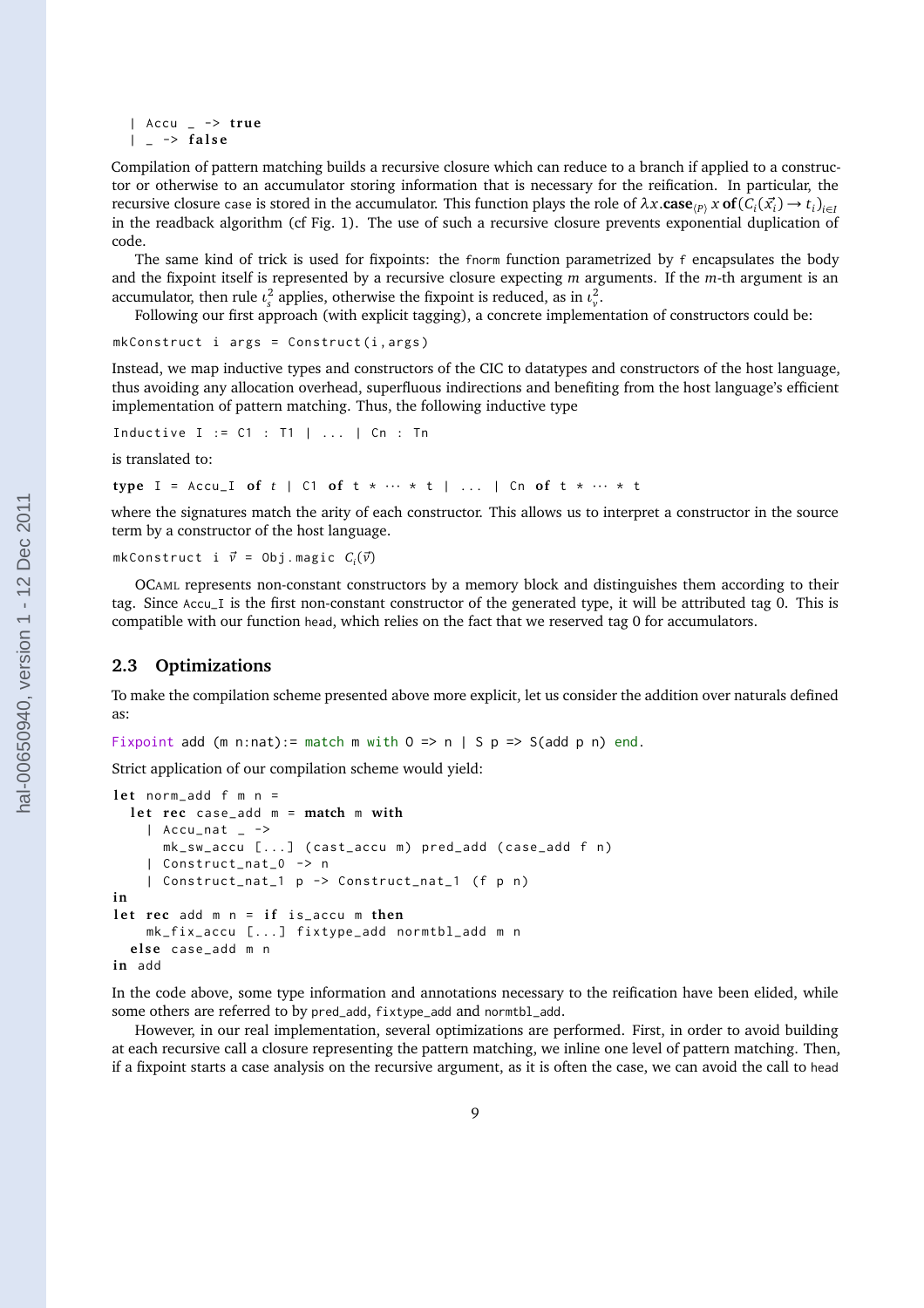```
  | Accu _ -> true
  | _ -> false
```

Compilation of pattern matching builds a recursive closure which can reduce to a branch if applied to a constructor or otherwise to an accumulator storing information that is necessary for the reification. In particular, the recursive closure case is stored in the accumulator. This function plays the role of $\lambda x.\mathbf{case}_{\langle P \rangle}\ x\ \mathbf{of}\,(C_i(\vec{x_i}) \rightarrow t_i)_{i \in I}$ in the readback algorithm (cf Fig. 1). The use of such a recursive closure prevents exponential duplication of code.

The same kind of trick is used for fixpoints: the fnorm function parametrized by f encapsulates the body and the fixpoint itself is represented by a recursive closure expecting $m$ arguments. If the $m$-th argument is an accumulator, then rule $\iota_s^2$ applies, otherwise the fixpoint is reduced, as in $\iota_\nu^2$.

Following our first approach (with explicit tagging), a concrete implementation of constructors could be:

```
mkConstruct i args = Construct(i,args)
```

Instead, we map inductive types and constructors of the CIC to datatypes and constructors of the host language, thus avoiding any allocation overhead, superfluous indirections and benefiting from the host language's efficient implementation of pattern matching. Thus, the following inductive type

```
Inductive I := C1 : T1 | ... | Cn : Tn
```

is translated to:

```
type I = Accu_I of t | C1 of t * ⋯ * t | ... | Cn of t * ⋯ * t
```

where the signatures match the arity of each constructor. This allows us to interpret a constructor in the source term by a constructor of the host language.

```
mkConstruct i v⃗ = Obj.magic Ci(v⃗)
```

OCaml represents non-constant constructors by a memory block and distinguishes them according to their tag. Since Accu_I is the first non-constant constructor of the generated type, it will be attributed tag 0. This is compatible with our function head, which relies on the fact that we reserved tag 0 for accumulators.

## 2.3 Optimizations

To make the compilation scheme presented above more explicit, let us consider the addition over naturals defined as:

```
Fixpoint add (m n:nat):= match m with O => n | S p => S(add p n) end.
```

Strict application of our compilation scheme would yield:

```
let norm_add f m n =
  let rec case_add m = match m with
    | Accu_nat _ ->
      mk_sw_accu [...] (cast_accu m) pred_add (case_add f n)
    | Construct_nat_0 -> n
    | Construct_nat_1 p -> Construct_nat_1 (f p n)
in
let rec add m n = if is_accu m then
    mk_fix_accu [...] fixtype_add normtbl_add m n
  else case_add m n
in add
```

In the code above, some type information and annotations necessary to the reification have been elided, while some others are referred to by pred_add, fixtype_add and normtbl_add.

However, in our real implementation, several optimizations are performed. First, in order to avoid building at each recursive call a closure representing the pattern matching, we inline one level of pattern matching. Then, if a fixpoint starts a case analysis on the recursive argument, as it is often the case, we can avoid the call to head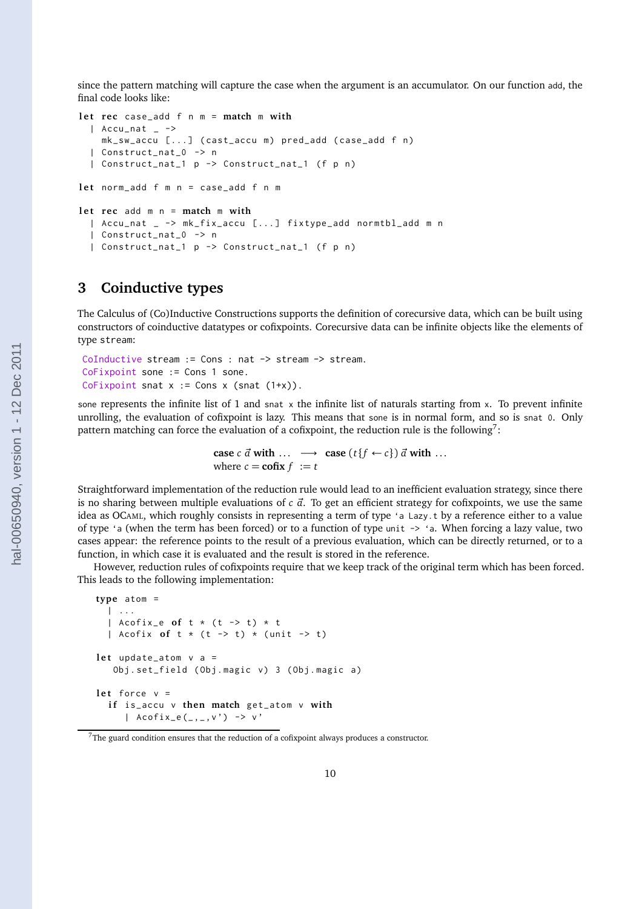since the pattern matching will capture the case when the argument is an accumulator. On our function add, the final code looks like:

```
let rec case_add f n m = match m with
  | Accu_nat _ ->
    mk_sw_accu [...] (cast_accu m) pred_add (case_add f n)
  | Construct_nat_0 -> n
  | Construct_nat_1 p -> Construct_nat_1 (f p n)

let norm_add f m n = case_add f n m

let rec add m n = match m with
  | Accu_nat _ -> mk_fix_accu [...] fixtype_add normtbl_add m n
  | Construct_nat_0 -> n
  | Construct_nat_1 p -> Construct_nat_1 (f p n)
```

## 3 Coinductive types

The Calculus of (Co)Inductive Constructions supports the definition of corecursive data, which can be built using constructors of coinductive datatypes or cofixpoints. Corecursive data can be infinite objects like the elements of type stream:

```
CoInductive stream := Cons : nat -> stream -> stream.
CoFixpoint sone := Cons 1 sone.
CoFixpoint snat x := Cons x (snat (1+x)).
```

sone represents the infinite list of 1 and snat x the infinite list of naturals starting from x. To prevent infinite unrolling, the evaluation of cofixpoint is lazy. This means that sone is in normal form, and so is snat 0. Only pattern matching can force the evaluation of a cofixpoint, the reduction rule is the following[7]:

$$\textbf{case}\ c\ \vec{a}\ \textbf{with}\ \ldots \quad \longrightarrow \quad \textbf{case}\ (t\{f \leftarrow c\})\ \vec{a}\ \textbf{with}\ \ldots$$
$$\text{where } c = \textbf{cofix}\ f\ := t$$

Straightforward implementation of the reduction rule would lead to an inefficient evaluation strategy, since there is no sharing between multiple evaluations of $c\ \vec{a}$. To get an efficient strategy for cofixpoints, we use the same idea as OCaml, which roughly consists in representing a term of type 'a Lazy.t by a reference either to a value of type 'a (when the term has been forced) or to a function of type unit -> 'a. When forcing a lazy value, two cases appear: the reference points to the result of a previous evaluation, which can be directly returned, or to a function, in which case it is evaluated and the result is stored in the reference.

However, reduction rules of cofixpoints require that we keep track of the original term which has been forced. This leads to the following implementation:

```
type atom =
  | ...
  | Acofix_e of t * (t -> t) * t
  | Acofix of t * (t -> t) * (unit -> t)

let update_atom v a =
   Obj.set_field (Obj.magic v) 3 (Obj.magic a)

let force v =
  if is_accu v then match get_atom v with
     | Acofix_e(_,_,v') -> v'
```

[7] The guard condition ensures that the reduction of a cofixpoint always produces a constructor.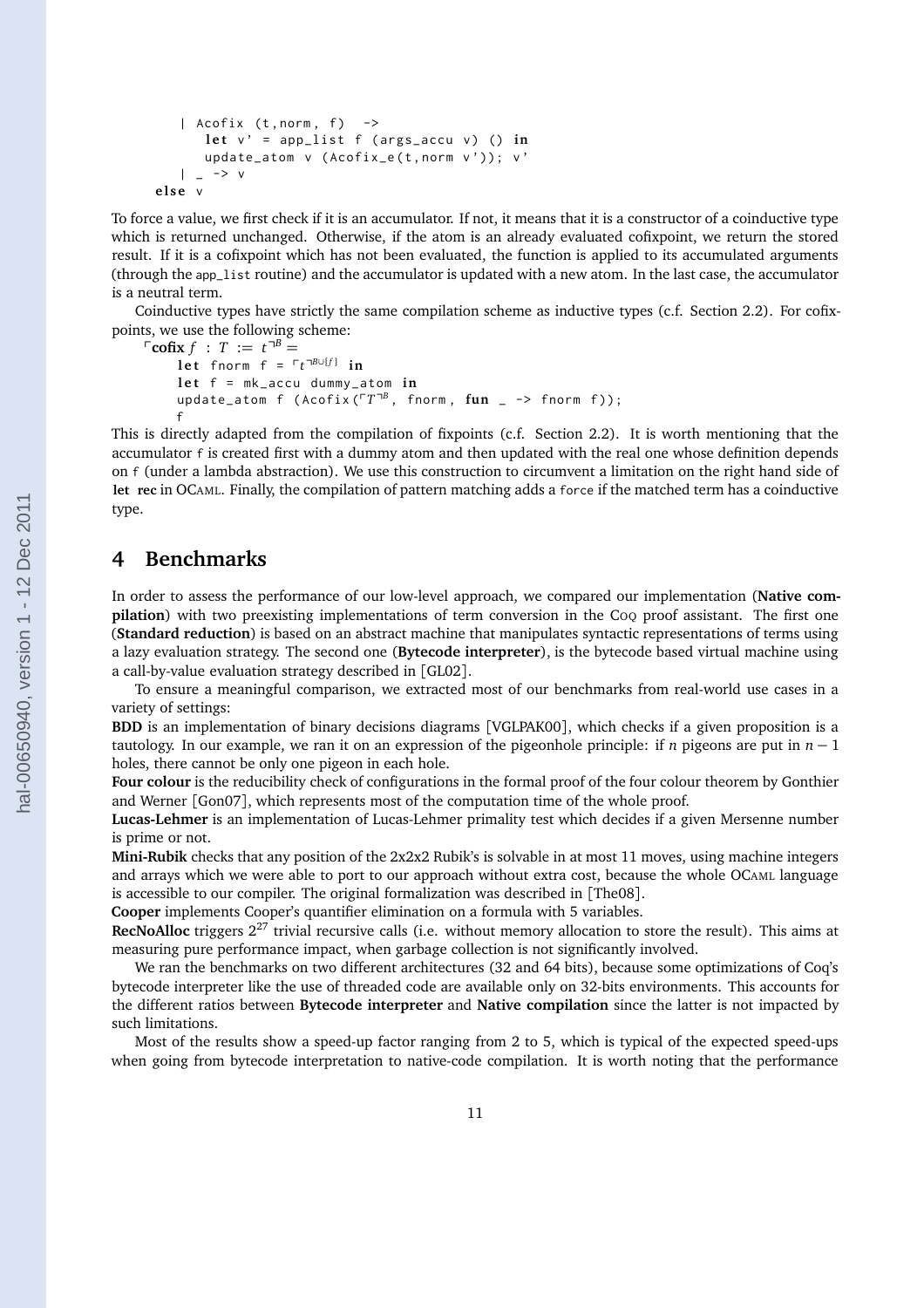```
    | Acofix (t,norm, f)  ->
        let v' = app_list f (args_accu v) () in
        update_atom v (Acofix_e(t,norm v')); v'
    | _ -> v
else v
```

To force a value, we first check if it is an accumulator. If not, it means that it is a constructor of a coinductive type which is returned unchanged. Otherwise, if the atom is an already evaluated cofixpoint, we return the stored result. If it is a cofixpoint which has not been evaluated, the function is applied to its accumulated arguments (through the `app_list` routine) and the accumulator is updated with a new atom. In the last case, the accumulator is a neutral term.

Coinductive types have strictly the same compilation scheme as inductive types (c.f. Section 2.2). For cofixpoints, we use the following scheme:

$\ulcorner$**cofix** $f\ :\ T\ :=\ t^{\urcorner B} =$

```
    let fnorm f = ⌜t⌝^(B∪{f}) in
    let f = mk_accu dummy_atom in
    update_atom f (Acofix(⌜T⌝^B, fnorm, fun _ -> fnorm f));
    f
```

This is directly adapted from the compilation of fixpoints (c.f. Section 2.2). It is worth mentioning that the accumulator `f` is created first with a dummy atom and then updated with the real one whose definition depends on `f` (under a lambda abstraction). We use this construction to circumvent a limitation on the right hand side of **let rec** in OCaml. Finally, the compilation of pattern matching adds a `force` if the matched term has a coinductive type.

# 4 Benchmarks

In order to assess the performance of our low-level approach, we compared our implementation (**Native compilation**) with two preexisting implementations of term conversion in the Coq proof assistant. The first one (**Standard reduction**) is based on an abstract machine that manipulates syntactic representations of terms using a lazy evaluation strategy. The second one (**Bytecode interpreter**), is the bytecode based virtual machine using a call-by-value evaluation strategy described in [GL02].

To ensure a meaningful comparison, we extracted most of our benchmarks from real-world use cases in a variety of settings:

**BDD** is an implementation of binary decisions diagrams [VGLPAK00], which checks if a given proposition is a tautology. In our example, we ran it on an expression of the pigeonhole principle: if $n$ pigeons are put in $n-1$ holes, there cannot be only one pigeon in each hole.

**Four colour** is the reducibility check of configurations in the formal proof of the four colour theorem by Gonthier and Werner [Gon07], which represents most of the computation time of the whole proof.

**Lucas-Lehmer** is an implementation of Lucas-Lehmer primality test which decides if a given Mersenne number is prime or not.

**Mini-Rubik** checks that any position of the 2x2x2 Rubik's is solvable in at most 11 moves, using machine integers and arrays which we were able to port to our approach without extra cost, because the whole OCaml language is accessible to our compiler. The original formalization was described in [The08].

**Cooper** implements Cooper's quantifier elimination on a formula with 5 variables.

**RecNoAlloc** triggers $2^{27}$ trivial recursive calls (i.e. without memory allocation to store the result). This aims at measuring pure performance impact, when garbage collection is not significantly involved.

We ran the benchmarks on two different architectures (32 and 64 bits), because some optimizations of Coq's bytecode interpreter like the use of threaded code are available only on 32-bits environments. This accounts for the different ratios between **Bytecode interpreter** and **Native compilation** since the latter is not impacted by such limitations.

Most of the results show a speed-up factor ranging from 2 to 5, which is typical of the expected speed-ups when going from bytecode interpretation to native-code compilation. It is worth noting that the performance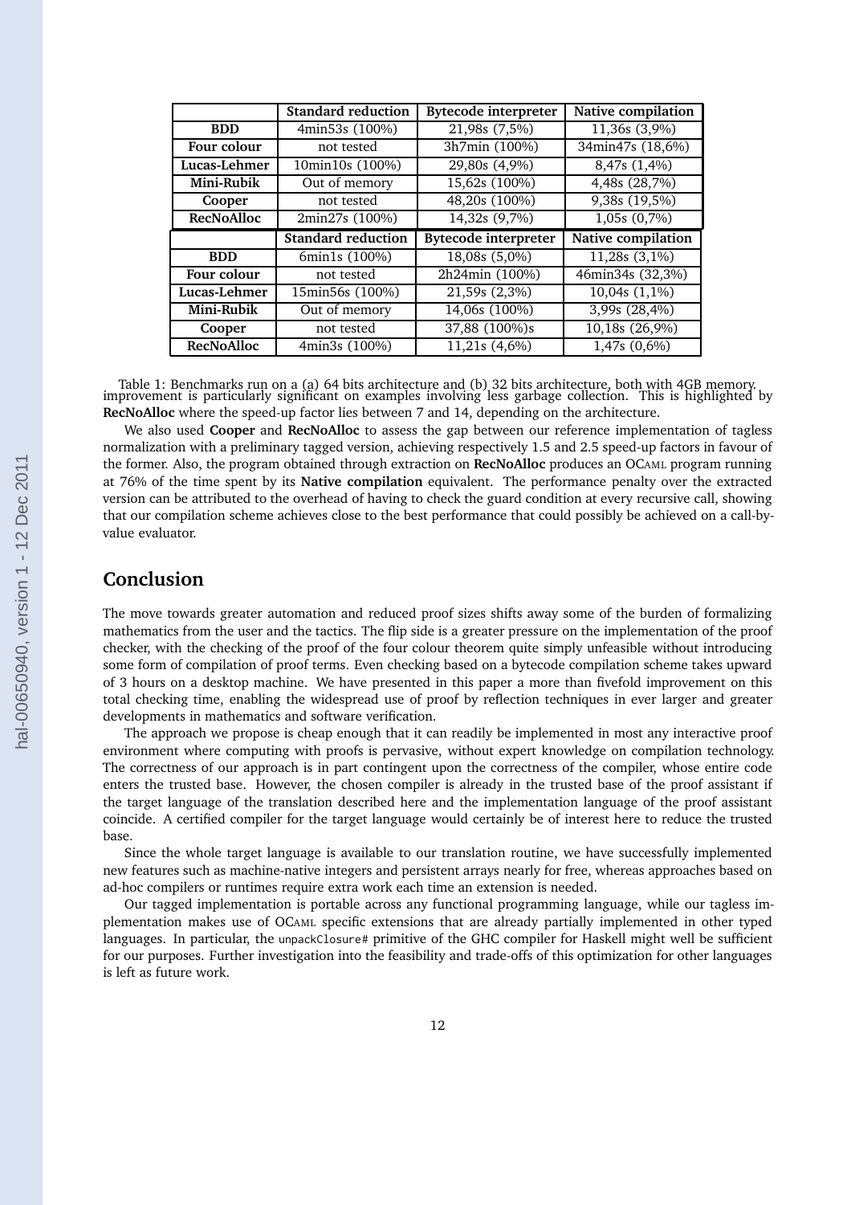| | Standard reduction | Bytecode interpreter | Native compilation |
|---|---|---|---|
| **BDD** | 4min53s (100%) | 21,98s (7,5%) | 11,36s (3,9%) |
| **Four colour** | not tested | 3h7min (100%) | 34min47s (18,6%) |
| **Lucas-Lehmer** | 10min10s (100%) | 29,80s (4,9%) | 8,47s (1,4%) |
| **Mini-Rubik** | Out of memory | 15,62s (100%) | 4,48s (28,7%) |
| **Cooper** | not tested | 48,20s (100%) | 9,38s (19,5%) |
| **RecNoAlloc** | 2min27s (100%) | 14,32s (9,7%) | 1,05s (0,7%) |
| | **Standard reduction** | **Bytecode interpreter** | **Native compilation** |
| **BDD** | 6min1s (100%) | 18,08s (5,0%) | 11,28s (3,1%) |
| **Four colour** | not tested | 2h24min (100%) | 46min34s (32,3%) |
| **Lucas-Lehmer** | 15min56s (100%) | 21,59s (2,3%) | 10,04s (1,1%) |
| **Mini-Rubik** | Out of memory | 14,06s (100%) | 3,99s (28,4%) |
| **Cooper** | not tested | 37,88 (100%)s | 10,18s (26,9%) |
| **RecNoAlloc** | 4min3s (100%) | 11,21s (4,6%) | 1,47s (0,6%) |

Table 1: Benchmarks run on a (a) 64 bits architecture and (b) 32 bits architecture, both with 4GB memory.

improvement is particularly significant on examples involving less garbage collection. This is highlighted by **RecNoAlloc** where the speed-up factor lies between 7 and 14, depending on the architecture.

We also used **Cooper** and **RecNoAlloc** to assess the gap between our reference implementation of tagless normalization with a preliminary tagged version, achieving respectively 1.5 and 2.5 speed-up factors in favour of the former. Also, the program obtained through extraction on **RecNoAlloc** produces an OCaml program running at 76% of the time spent by its **Native compilation** equivalent. The performance penalty over the extracted version can be attributed to the overhead of having to check the guard condition at every recursive call, showing that our compilation scheme achieves close to the best performance that could possibly be achieved on a call-by-value evaluator.

## Conclusion

The move towards greater automation and reduced proof sizes shifts away some of the burden of formalizing mathematics from the user and the tactics. The flip side is a greater pressure on the implementation of the proof checker, with the checking of the proof of the four colour theorem quite simply unfeasible without introducing some form of compilation of proof terms. Even checking based on a bytecode compilation scheme takes upward of 3 hours on a desktop machine. We have presented in this paper a more than fivefold improvement on this total checking time, enabling the widespread use of proof by reflection techniques in ever larger and greater developments in mathematics and software verification.

The approach we propose is cheap enough that it can readily be implemented in most any interactive proof environment where computing with proofs is pervasive, without expert knowledge on compilation technology. The correctness of our approach is in part contingent upon the correctness of the compiler, whose entire code enters the trusted base. However, the chosen compiler is already in the trusted base of the proof assistant if the target language of the translation described here and the implementation language of the proof assistant coincide. A certified compiler for the target language would certainly be of interest here to reduce the trusted base.

Since the whole target language is available to our translation routine, we have successfully implemented new features such as machine-native integers and persistent arrays nearly for free, whereas approaches based on ad-hoc compilers or runtimes require extra work each time an extension is needed.

Our tagged implementation is portable across any functional programming language, while our tagless implementation makes use of OCaml specific extensions that are already partially implemented in other typed languages. In particular, the `unpackClosure#` primitive of the GHC compiler for Haskell might well be sufficient for our purposes. Further investigation into the feasibility and trade-offs of this optimization for other languages is left as future work.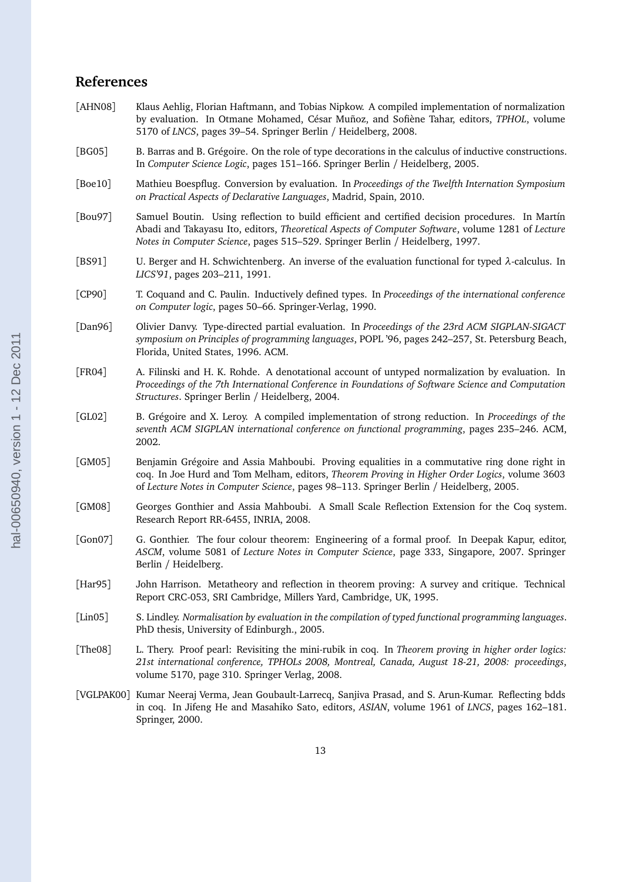## References

[AHN08] Klaus Aehlig, Florian Haftmann, and Tobias Nipkow. A compiled implementation of normalization by evaluation. In Otmane Mohamed, César Muñoz, and Sofiène Tahar, editors, *TPHOL*, volume 5170 of *LNCS*, pages 39–54. Springer Berlin / Heidelberg, 2008.

[BG05] B. Barras and B. Grégoire. On the role of type decorations in the calculus of inductive constructions. In *Computer Science Logic*, pages 151–166. Springer Berlin / Heidelberg, 2005.

[Boe10] Mathieu Boespflug. Conversion by evaluation. In *Proceedings of the Twelfth Internation Symposium on Practical Aspects of Declarative Languages*, Madrid, Spain, 2010.

[Bou97] Samuel Boutin. Using reflection to build efficient and certified decision procedures. In Martín Abadi and Takayasu Ito, editors, *Theoretical Aspects of Computer Software*, volume 1281 of *Lecture Notes in Computer Science*, pages 515–529. Springer Berlin / Heidelberg, 1997.

[BS91] U. Berger and H. Schwichtenberg. An inverse of the evaluation functional for typed $\lambda$-calculus. In *LICS'91*, pages 203–211, 1991.

[CP90] T. Coquand and C. Paulin. Inductively defined types. In *Proceedings of the international conference on Computer logic*, pages 50–66. Springer-Verlag, 1990.

[Dan96] Olivier Danvy. Type-directed partial evaluation. In *Proceedings of the 23rd ACM SIGPLAN-SIGACT symposium on Principles of programming languages*, POPL '96, pages 242–257, St. Petersburg Beach, Florida, United States, 1996. ACM.

[FR04] A. Filinski and H. K. Rohde. A denotational account of untyped normalization by evaluation. In *Proceedings of the 7th International Conference in Foundations of Software Science and Computation Structures*. Springer Berlin / Heidelberg, 2004.

[GL02] B. Grégoire and X. Leroy. A compiled implementation of strong reduction. In *Proceedings of the seventh ACM SIGPLAN international conference on functional programming*, pages 235–246. ACM, 2002.

[GM05] Benjamin Grégoire and Assia Mahboubi. Proving equalities in a commutative ring done right in coq. In Joe Hurd and Tom Melham, editors, *Theorem Proving in Higher Order Logics*, volume 3603 of *Lecture Notes in Computer Science*, pages 98–113. Springer Berlin / Heidelberg, 2005.

[GM08] Georges Gonthier and Assia Mahboubi. A Small Scale Reflection Extension for the Coq system. Research Report RR-6455, INRIA, 2008.

[Gon07] G. Gonthier. The four colour theorem: Engineering of a formal proof. In Deepak Kapur, editor, *ASCM*, volume 5081 of *Lecture Notes in Computer Science*, page 333, Singapore, 2007. Springer Berlin / Heidelberg.

[Har95] John Harrison. Metatheory and reflection in theorem proving: A survey and critique. Technical Report CRC-053, SRI Cambridge, Millers Yard, Cambridge, UK, 1995.

[Lin05] S. Lindley. *Normalisation by evaluation in the compilation of typed functional programming languages*. PhD thesis, University of Edinburgh., 2005.

[The08] L. Thery. Proof pearl: Revisiting the mini-rubik in coq. In *Theorem proving in higher order logics: 21st international conference, TPHOLs 2008, Montreal, Canada, August 18-21, 2008: proceedings*, volume 5170, page 310. Springer Verlag, 2008.

[VGLPAK00] Kumar Neeraj Verma, Jean Goubault-Larrecq, Sanjiva Prasad, and S. Arun-Kumar. Reflecting bdds in coq. In Jifeng He and Masahiko Sato, editors, *ASIAN*, volume 1961 of *LNCS*, pages 162–181. Springer, 2000.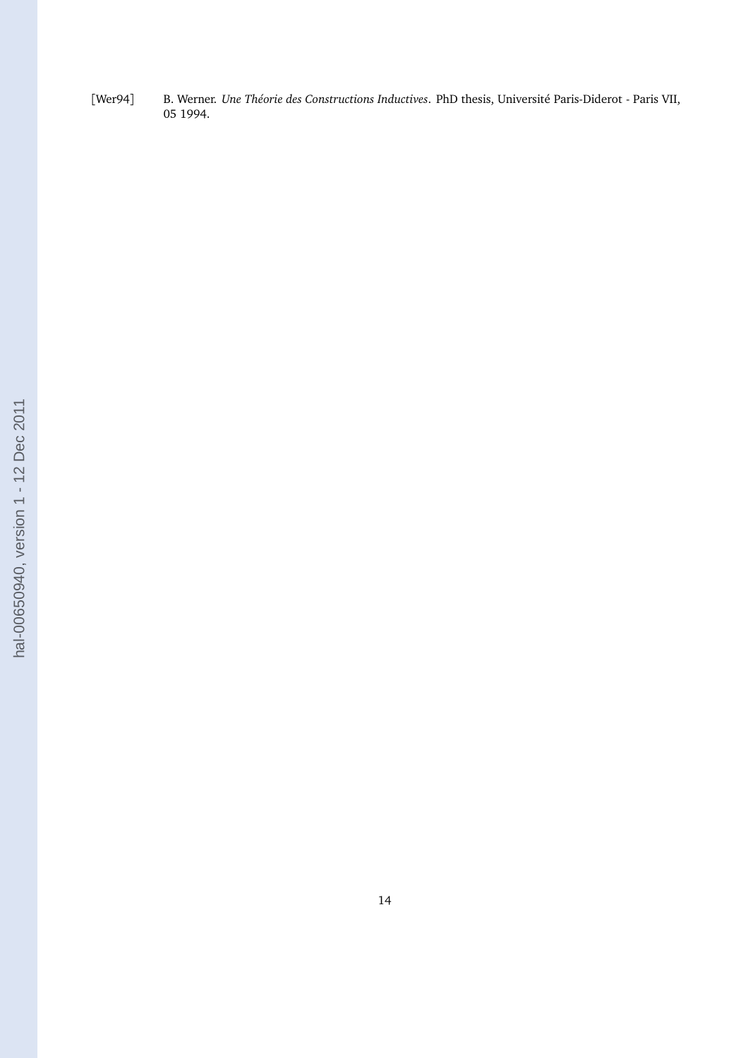[Wer94] B. Werner. *Une Théorie des Constructions Inductives*. PhD thesis, Université Paris-Diderot - Paris VII, 05 1994.